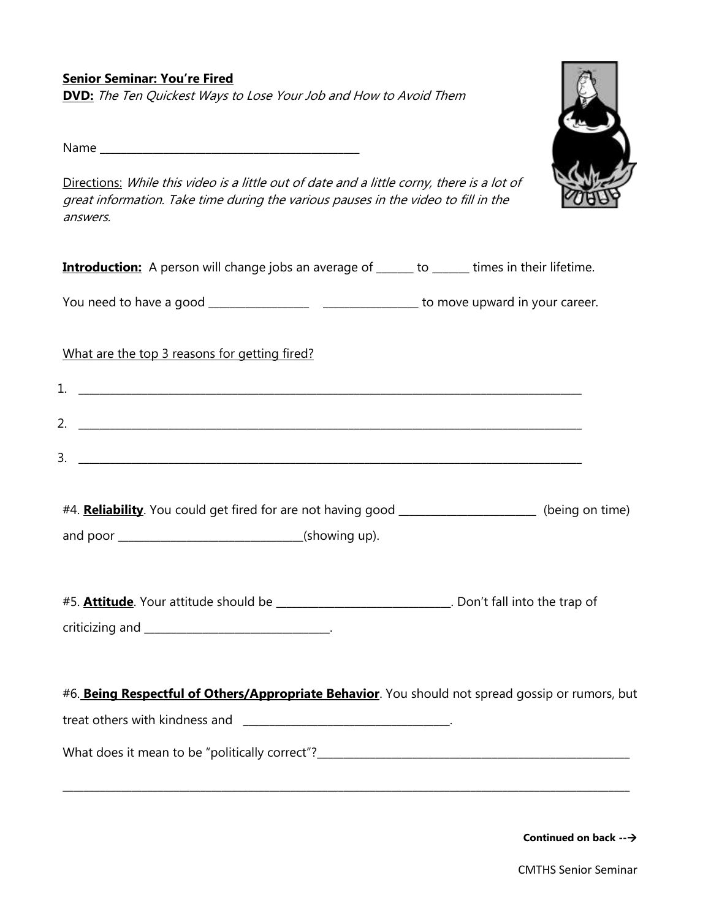**Senior Seminar: You're Fired**

**DVD:** *The Ten Quickest Ways to Lose Your Job and How to Avoid Them*

Name ____________________________________________

Directions: *While this video is a little out of date and a little corny, there is a lot of great information. Take time during the various pauses in the video to fill in the answers.*

**Introduction:** A person will change jobs an average of ______ to ______ times in their lifetime.

You need to have a good ________________ ________________ to move upward in your career.

What are the top 3 reasons for getting fired?

1. ________________________________________________________________________________
2. ________________________________________________________________________________
3. ________________________________________________________________________________

#4. **Reliability**. You could get fired for are not having good ______________________ (being on time) and poor ______________________________(showing up).

#5. **Attitude**. Your attitude should be ____________________________. Don't fall into the trap of criticizing and ______________________________.

#6. **Being Respectful of Others/Appropriate Behavior**. You should not spread gossip or rumors, but treat others with kindness and ________________________________.

What does it mean to be "politically correct"?_____________________________________________

______________________________________________________________________________________

**Continued on back -->**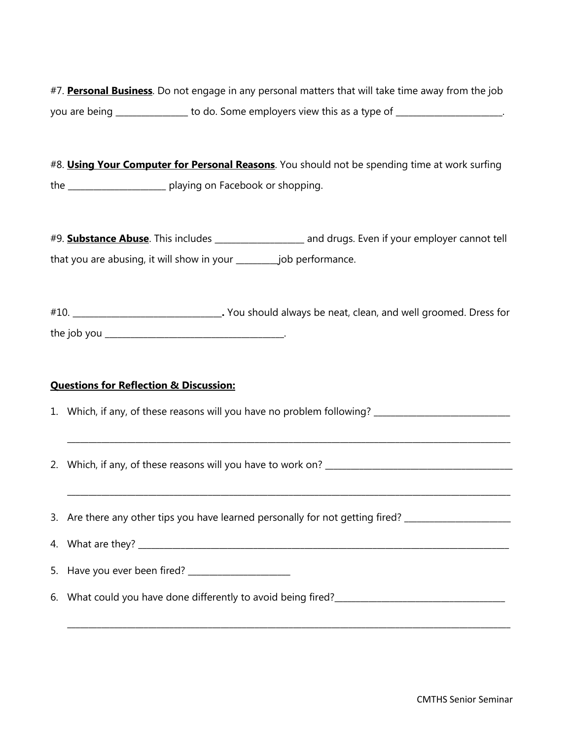#7. **Personal Business**. Do not engage in any personal matters that will take time away from the job you are being ________________ to do. Some employers view this as a type of ________________________.

#8. **Using Your Computer for Personal Reasons**. You should not be spending time at work surfing the ______________________ playing on Facebook or shopping.

#9. **Substance Abuse**. This includes ____________________ and drugs. Even if your employer cannot tell that you are abusing, it will show in your _________job performance.

#10. _________________________________**.** You should always be neat, clean, and well groomed. Dress for the job you ________________________________________.

**Questions for Reflection & Discussion:**

1. Which, if any, of these reasons will you have no problem following? ______________________________

   ____________________________________________________________________________________________________

2. Which, if any, of these reasons will you have to work on? __________________________________________

   ____________________________________________________________________________________________________

3. Are there any other tips you have learned personally for not getting fired? _______________________
4. What are they? _________________________________________________________________________________________
5. Have you ever been fired? ______________________
6. What could you have done differently to avoid being fired?______________________________________

   ____________________________________________________________________________________________________